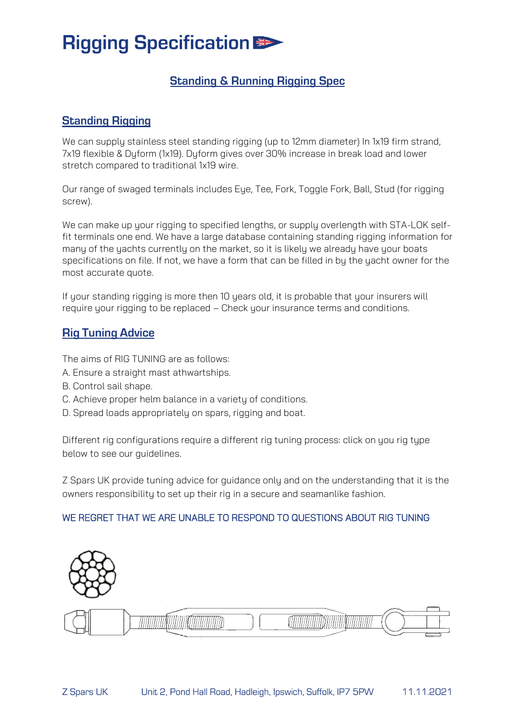# Rigging Specification

## Standing & Running Rigging Spec

### Standing Rigging

We can supply stainless steel standing rigging (up to 12mm diameter) In 1x19 firm strand, 7x19 flexible & Dyform (1x19). Dyform gives over 30% increase in break load and lower stretch compared to traditional 1x19 wire.

Our range of swaged terminals includes Eye, Tee, Fork, Toggle Fork, Ball, Stud (for rigging screw).

We can make up your rigging to specified lengths, or supply overlength with STA-LOK self-fit terminals one end. We have a large database containing standing rigging information for many of the yachts currently on the market, so it is likely we already have your boats specifications on file. If not, we have a form that can be filled in by the yacht owner for the most accurate quote.

If your standing rigging is more then 10 years old, it is probable that your insurers will require your rigging to be replaced – Check your insurance terms and conditions.

### Rig Tuning Advice

The aims of RIG TUNING are as follows:

A. Ensure a straight mast athwartships.
B. Control sail shape.
C. Achieve proper helm balance in a variety of conditions.
D. Spread loads appropriately on spars, rigging and boat.

Different rig configurations require a different rig tuning process: click on you rig type below to see our guidelines.

Z Spars UK provide tuning advice for guidance only and on the understanding that it is the owners responsibility to set up their rig in a secure and seamanlike fashion.

WE REGRET THAT WE ARE UNABLE TO RESPOND TO QUESTIONS ABOUT RIG TUNING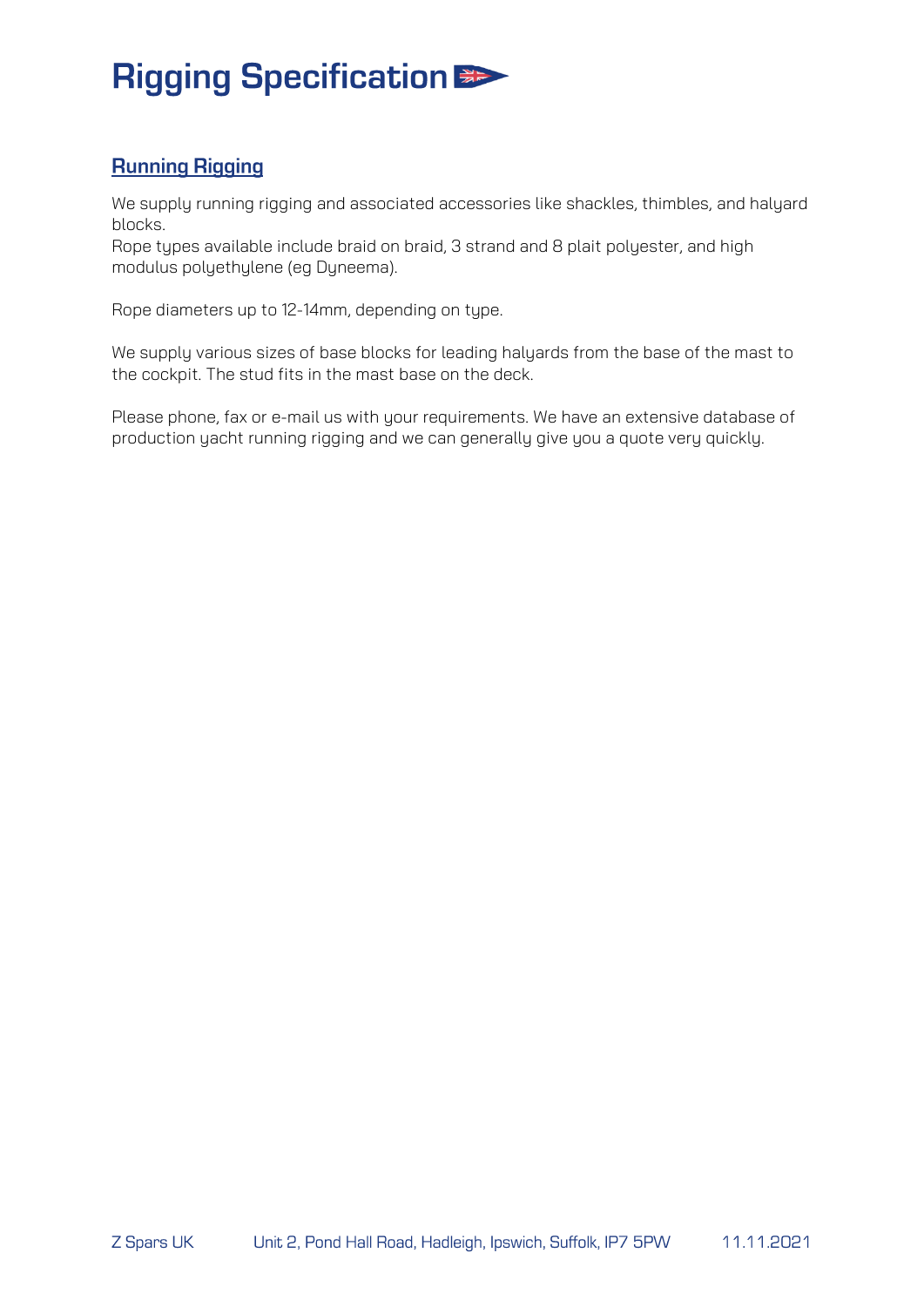# Rigging Specification

## Running Rigging

We supply running rigging and associated accessories like shackles, thimbles, and halyard blocks.
Rope types available include braid on braid, 3 strand and 8 plait polyester, and high modulus polyethylene (eg Dyneema).

Rope diameters up to 12-14mm, depending on type.

We supply various sizes of base blocks for leading halyards from the base of the mast to the cockpit. The stud fits in the mast base on the deck.

Please phone, fax or e-mail us with your requirements. We have an extensive database of production yacht running rigging and we can generally give you a quote very quickly.